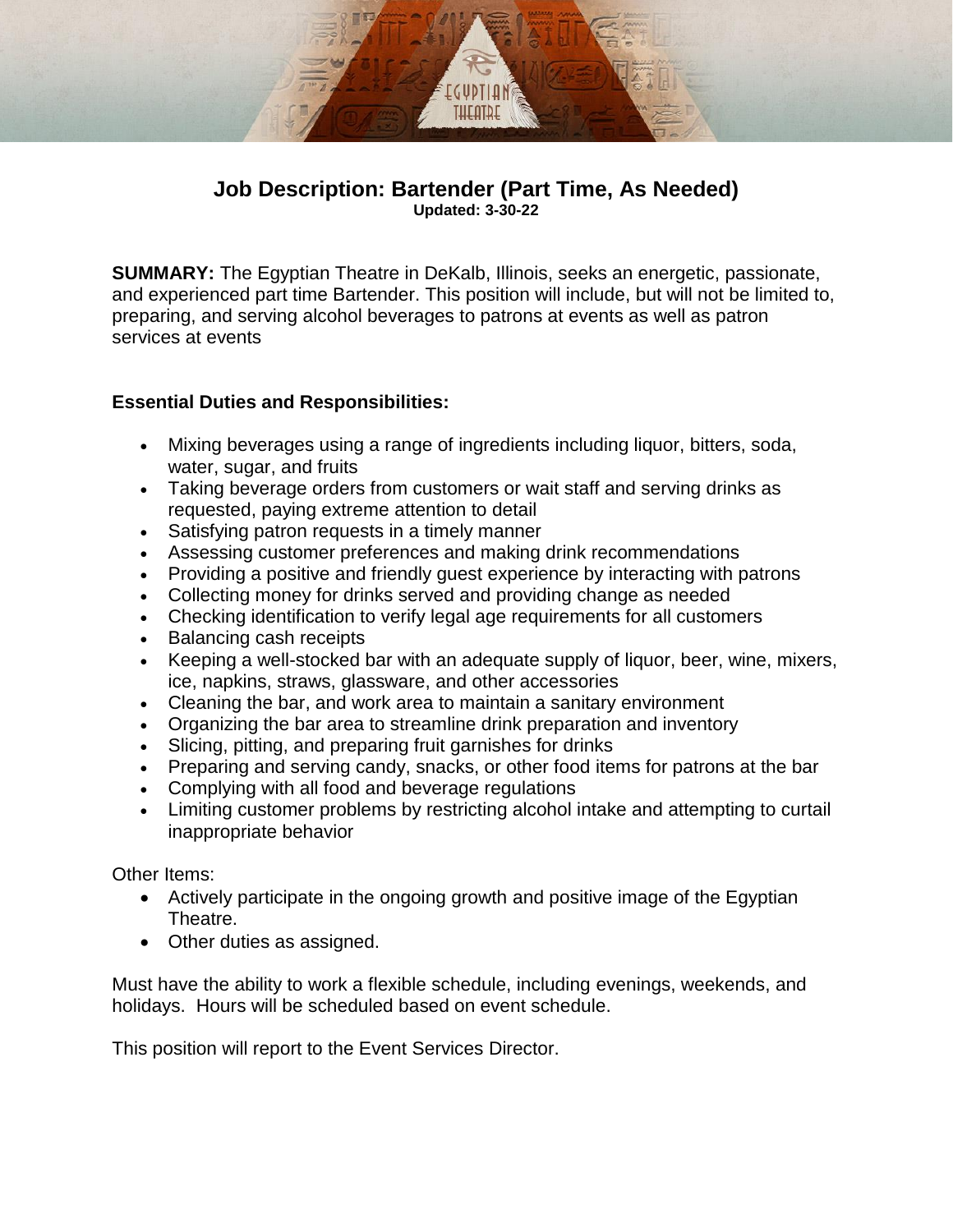# Job Description: Bartender (Part Time, As Needed)

**Updated: 3-30-22**

**SUMMARY:** The Egyptian Theatre in DeKalb, Illinois, seeks an energetic, passionate, and experienced part time Bartender. This position will include, but will not be limited to, preparing, and serving alcohol beverages to patrons at events as well as patron services at events

## Essential Duties and Responsibilities:

- Mixing beverages using a range of ingredients including liquor, bitters, soda, water, sugar, and fruits
- Taking beverage orders from customers or wait staff and serving drinks as requested, paying extreme attention to detail
- Satisfying patron requests in a timely manner
- Assessing customer preferences and making drink recommendations
- Providing a positive and friendly guest experience by interacting with patrons
- Collecting money for drinks served and providing change as needed
- Checking identification to verify legal age requirements for all customers
- Balancing cash receipts
- Keeping a well-stocked bar with an adequate supply of liquor, beer, wine, mixers, ice, napkins, straws, glassware, and other accessories
- Cleaning the bar, and work area to maintain a sanitary environment
- Organizing the bar area to streamline drink preparation and inventory
- Slicing, pitting, and preparing fruit garnishes for drinks
- Preparing and serving candy, snacks, or other food items for patrons at the bar
- Complying with all food and beverage regulations
- Limiting customer problems by restricting alcohol intake and attempting to curtail inappropriate behavior

Other Items:

- Actively participate in the ongoing growth and positive image of the Egyptian Theatre.
- Other duties as assigned.

Must have the ability to work a flexible schedule, including evenings, weekends, and holidays. Hours will be scheduled based on event schedule.

This position will report to the Event Services Director.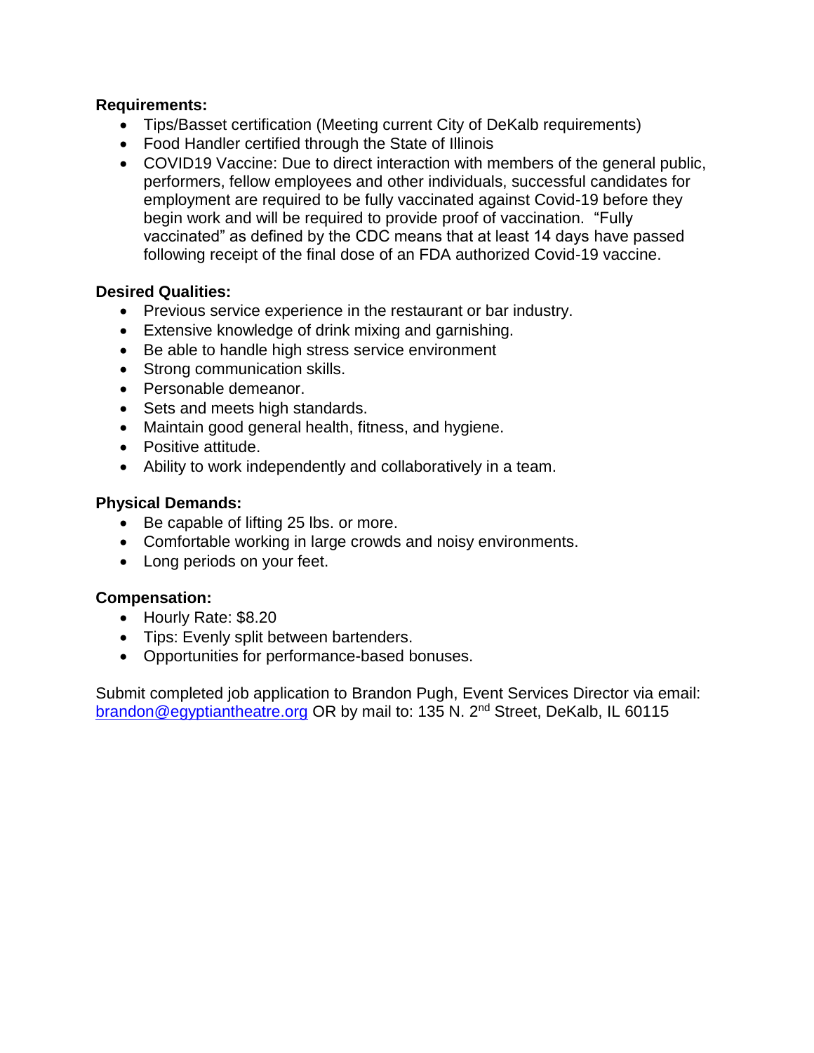**Requirements:**

- Tips/Basset certification (Meeting current City of DeKalb requirements)
- Food Handler certified through the State of Illinois
- COVID19 Vaccine: Due to direct interaction with members of the general public, performers, fellow employees and other individuals, successful candidates for employment are required to be fully vaccinated against Covid-19 before they begin work and will be required to provide proof of vaccination. "Fully vaccinated" as defined by the CDC means that at least 14 days have passed following receipt of the final dose of an FDA authorized Covid-19 vaccine.

**Desired Qualities:**

- Previous service experience in the restaurant or bar industry.
- Extensive knowledge of drink mixing and garnishing.
- Be able to handle high stress service environment
- Strong communication skills.
- Personable demeanor.
- Sets and meets high standards.
- Maintain good general health, fitness, and hygiene.
- Positive attitude.
- Ability to work independently and collaboratively in a team.

**Physical Demands:**

- Be capable of lifting 25 lbs. or more.
- Comfortable working in large crowds and noisy environments.
- Long periods on your feet.

**Compensation:**

- Hourly Rate: $8.20
- Tips: Evenly split between bartenders.
- Opportunities for performance-based bonuses.

Submit completed job application to Brandon Pugh, Event Services Director via email: brandon@egyptiantheatre.org OR by mail to: 135 N. 2nd Street, DeKalb, IL 60115